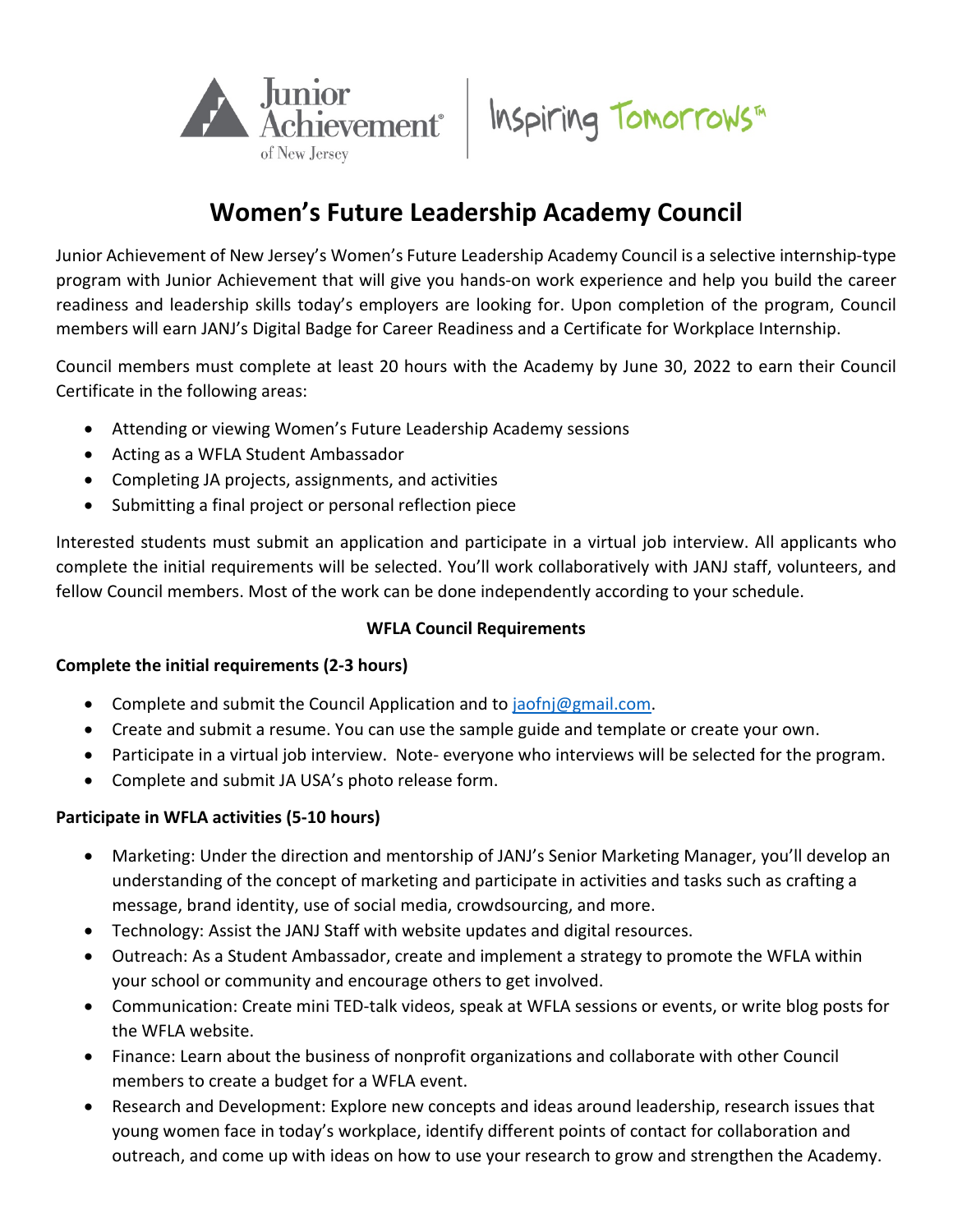# Women's Future Leadership Academy Council

Junior Achievement of New Jersey's Women's Future Leadership Academy Council is a selective internship-type program with Junior Achievement that will give you hands-on work experience and help you build the career readiness and leadership skills today's employers are looking for. Upon completion of the program, Council members will earn JANJ's Digital Badge for Career Readiness and a Certificate for Workplace Internship.

Council members must complete at least 20 hours with the Academy by June 30, 2022 to earn their Council Certificate in the following areas:

- Attending or viewing Women's Future Leadership Academy sessions
- Acting as a WFLA Student Ambassador
- Completing JA projects, assignments, and activities
- Submitting a final project or personal reflection piece

Interested students must submit an application and participate in a virtual job interview. All applicants who complete the initial requirements will be selected. You'll work collaboratively with JANJ staff, volunteers, and fellow Council members. Most of the work can be done independently according to your schedule.

**WFLA Council Requirements**

**Complete the initial requirements (2-3 hours)**

- Complete and submit the Council Application and to jaofnj@gmail.com.
- Create and submit a resume. You can use the sample guide and template or create your own.
- Participate in a virtual job interview. Note- everyone who interviews will be selected for the program.
- Complete and submit JA USA's photo release form.

**Participate in WFLA activities (5-10 hours)**

- Marketing: Under the direction and mentorship of JANJ's Senior Marketing Manager, you'll develop an understanding of the concept of marketing and participate in activities and tasks such as crafting a message, brand identity, use of social media, crowdsourcing, and more.
- Technology: Assist the JANJ Staff with website updates and digital resources.
- Outreach: As a Student Ambassador, create and implement a strategy to promote the WFLA within your school or community and encourage others to get involved.
- Communication: Create mini TED-talk videos, speak at WFLA sessions or events, or write blog posts for the WFLA website.
- Finance: Learn about the business of nonprofit organizations and collaborate with other Council members to create a budget for a WFLA event.
- Research and Development: Explore new concepts and ideas around leadership, research issues that young women face in today's workplace, identify different points of contact for collaboration and outreach, and come up with ideas on how to use your research to grow and strengthen the Academy.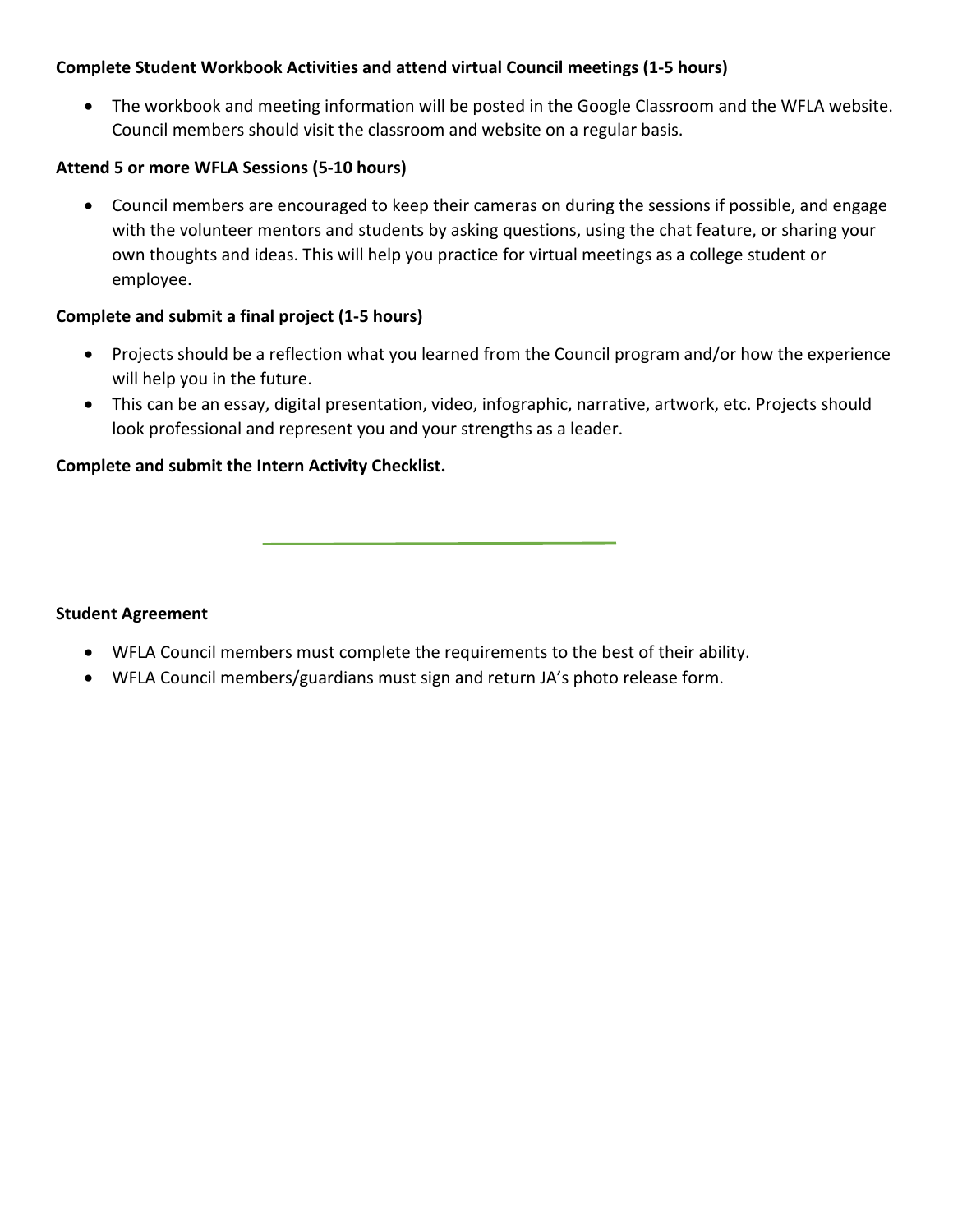**Complete Student Workbook Activities and attend virtual Council meetings (1-5 hours)**

- The workbook and meeting information will be posted in the Google Classroom and the WFLA website. Council members should visit the classroom and website on a regular basis.

**Attend 5 or more WFLA Sessions (5-10 hours)**

- Council members are encouraged to keep their cameras on during the sessions if possible, and engage with the volunteer mentors and students by asking questions, using the chat feature, or sharing your own thoughts and ideas. This will help you practice for virtual meetings as a college student or employee.

**Complete and submit a final project (1-5 hours)**

- Projects should be a reflection what you learned from the Council program and/or how the experience will help you in the future.
- This can be an essay, digital presentation, video, infographic, narrative, artwork, etc. Projects should look professional and represent you and your strengths as a leader.

**Complete and submit the Intern Activity Checklist.**

---

**Student Agreement**

- WFLA Council members must complete the requirements to the best of their ability.
- WFLA Council members/guardians must sign and return JA's photo release form.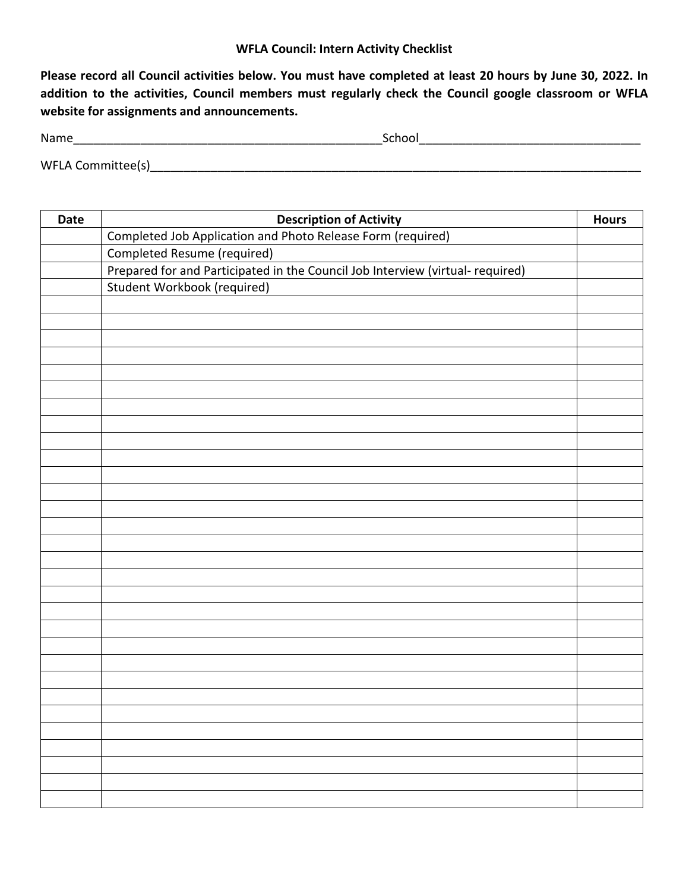**WFLA Council: Intern Activity Checklist**

**Please record all Council activities below. You must have completed at least 20 hours by June 30, 2022. In addition to the activities, Council members must regularly check the Council google classroom or WFLA website for assignments and announcements.**

Name_______________________________________________School_________________________________

WFLA Committee(s)___________________________________________________________________________

| Date | Description of Activity | Hours |
|---|---|---|
| | Completed Job Application and Photo Release Form (required) | |
| | Completed Resume (required) | |
| | Prepared for and Participated in the Council Job Interview (virtual- required) | |
| | Student Workbook (required) | |
| | | |
| | | |
| | | |
| | | |
| | | |
| | | |
| | | |
| | | |
| | | |
| | | |
| | | |
| | | |
| | | |
| | | |
| | | |
| | | |
| | | |
| | | |
| | | |
| | | |
| | | |
| | | |
| | | |
| | | |
| | | |
| | | |
| | | |
| | | |
| | | |
| | | |